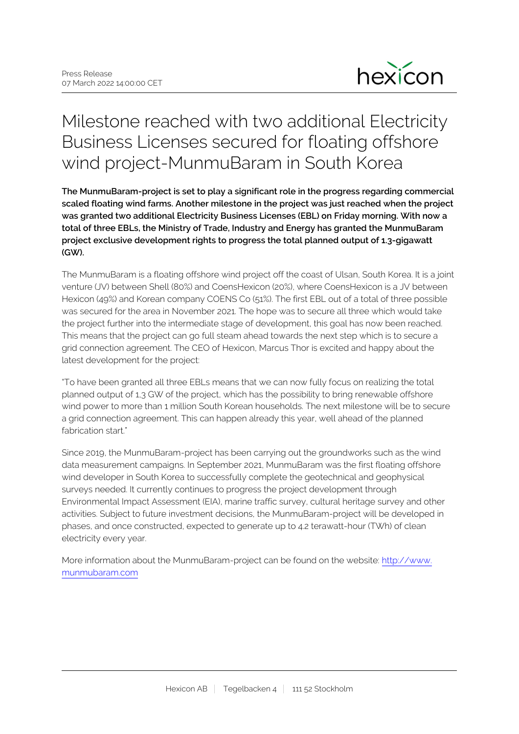Press Release
07 March 2022 14:00:00 CET

# Milestone reached with two additional Electricity Business Licenses secured for floating offshore wind project-MunmuBaram in South Korea

**The MunmuBaram-project is set to play a significant role in the progress regarding commercial scaled floating wind farms. Another milestone in the project was just reached when the project was granted two additional Electricity Business Licenses (EBL) on Friday morning. With now a total of three EBLs, the Ministry of Trade, Industry and Energy has granted the MunmuBaram project exclusive development rights to progress the total planned output of 1.3-gigawatt (GW).**

The MunmuBaram is a floating offshore wind project off the coast of Ulsan, South Korea. It is a joint venture (JV) between Shell (80%) and CoensHexicon (20%), where CoensHexicon is a JV between Hexicon (49%) and Korean company COENS Co (51%). The first EBL out of a total of three possible was secured for the area in November 2021. The hope was to secure all three which would take the project further into the intermediate stage of development, this goal has now been reached. This means that the project can go full steam ahead towards the next step which is to secure a grid connection agreement. The CEO of Hexicon, Marcus Thor is excited and happy about the latest development for the project:

"To have been granted all three EBLs means that we can now fully focus on realizing the total planned output of 1,3 GW of the project, which has the possibility to bring renewable offshore wind power to more than 1 million South Korean households. The next milestone will be to secure a grid connection agreement. This can happen already this year, well ahead of the planned fabrication start."

Since 2019, the MunmuBaram-project has been carrying out the groundworks such as the wind data measurement campaigns. In September 2021, MunmuBaram was the first floating offshore wind developer in South Korea to successfully complete the geotechnical and geophysical surveys needed. It currently continues to progress the project development through Environmental Impact Assessment (EIA), marine traffic survey, cultural heritage survey and other activities. Subject to future investment decisions, the MunmuBaram-project will be developed in phases, and once constructed, expected to generate up to 4.2 terawatt-hour (TWh) of clean electricity every year.

More information about the MunmuBaram-project can be found on the website: [http://www.munmubaram.com](http://www.munmubaram.com)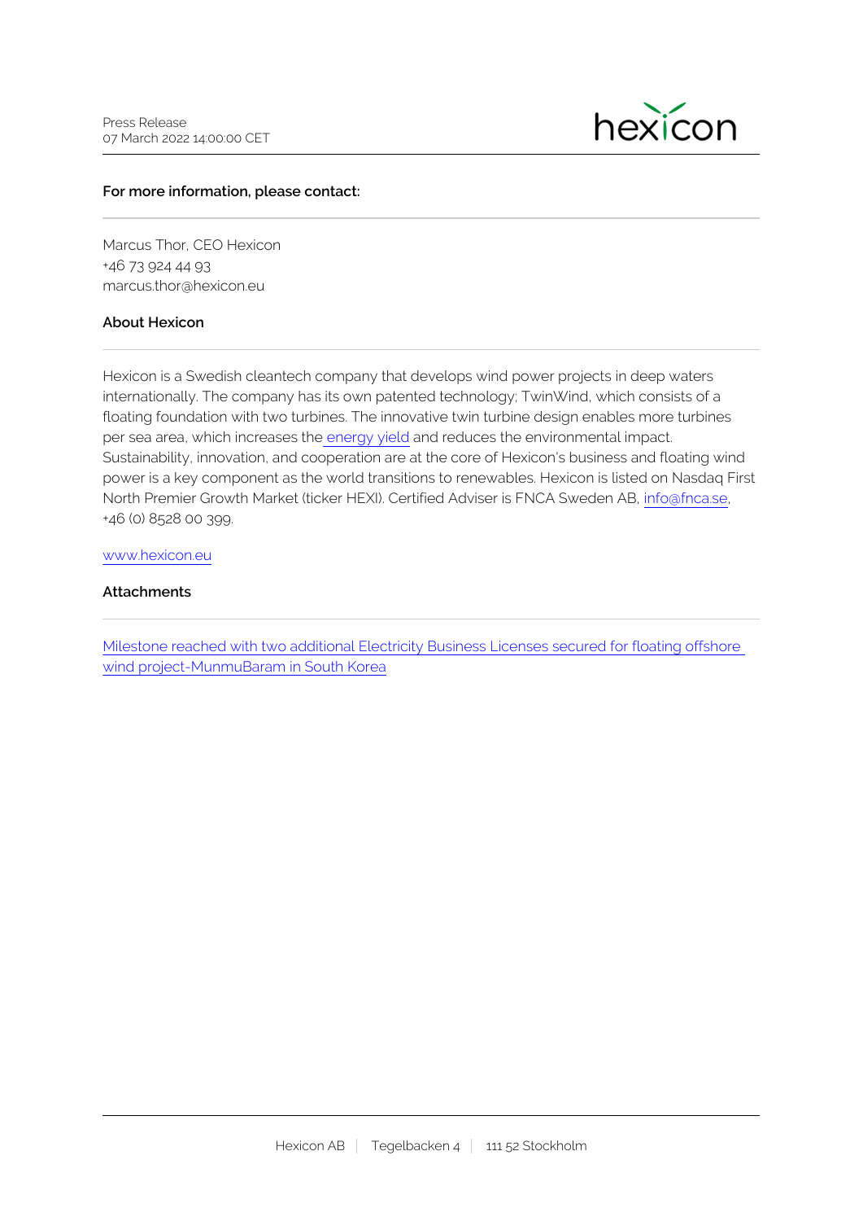Press Release
07 March 2022 14:00:00 CET

**For more information, please contact:**

Marcus Thor, CEO Hexicon
+46 73 924 44 93
marcus.thor@hexicon.eu

**About Hexicon**

Hexicon is a Swedish cleantech company that develops wind power projects in deep waters internationally. The company has its own patented technology; TwinWind, which consists of a floating foundation with two turbines. The innovative twin turbine design enables more turbines per sea area, which increases the energy yield and reduces the environmental impact. Sustainability, innovation, and cooperation are at the core of Hexicon's business and floating wind power is a key component as the world transitions to renewables. Hexicon is listed on Nasdaq First North Premier Growth Market (ticker HEXI). Certified Adviser is FNCA Sweden AB, info@fnca.se, +46 (0) 8528 00 399.

www.hexicon.eu

**Attachments**

Milestone reached with two additional Electricity Business Licenses secured for floating offshore wind project-MunmuBaram in South Korea